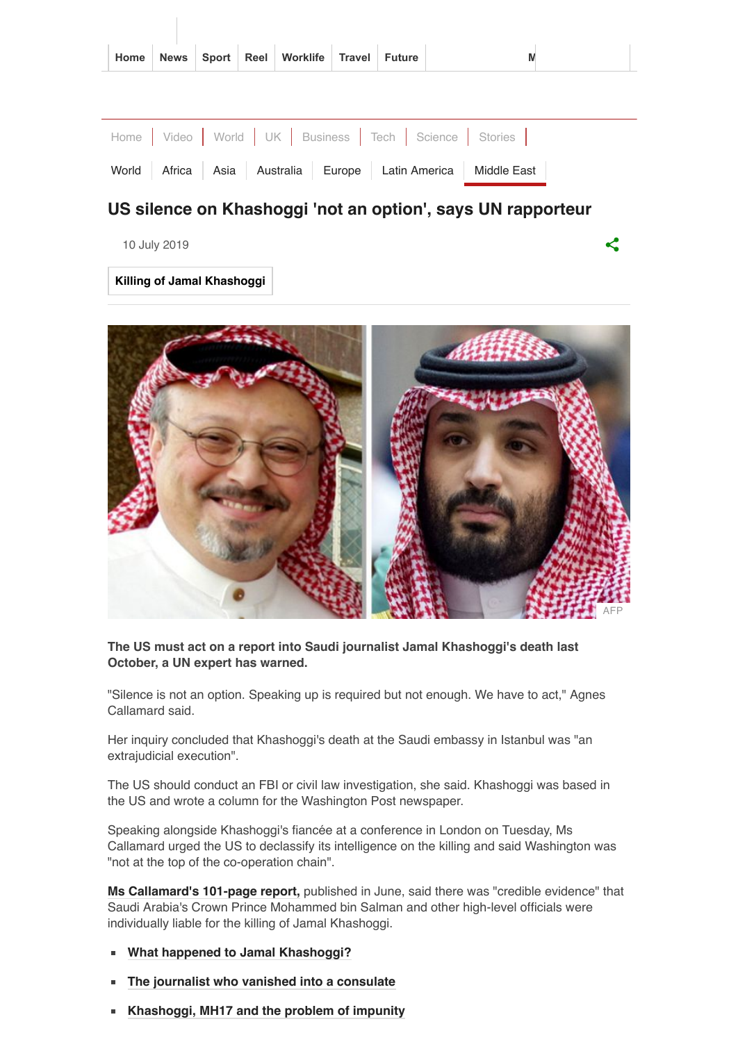# US silence on Khashoggi 'not an option', says UN rapporteur

10 July 2019

Killing of Jamal Khashoggi

AFP

**The US must act on a report into Saudi journalist Jamal Khashoggi's death last October, a UN expert has warned.**

"Silence is not an option. Speaking up is required but not enough. We have to act," Agnes Callamard said.

Her inquiry concluded that Khashoggi's death at the Saudi embassy in Istanbul was "an extrajudicial execution".

The US should conduct an FBI or civil law investigation, she said. Khashoggi was based in the US and wrote a column for the Washington Post newspaper.

Speaking alongside Khashoggi's fiancée at a conference in London on Tuesday, Ms Callamard urged the US to declassify its intelligence on the killing and said Washington was "not at the top of the co-operation chain".

**Ms Callamard's 101-page report,** published in June, said there was "credible evidence" that Saudi Arabia's Crown Prince Mohammed bin Salman and other high-level officials were individually liable for the killing of Jamal Khashoggi.

- **What happened to Jamal Khashoggi?**
- **The journalist who vanished into a consulate**
- **Khashoggi, MH17 and the problem of impunity**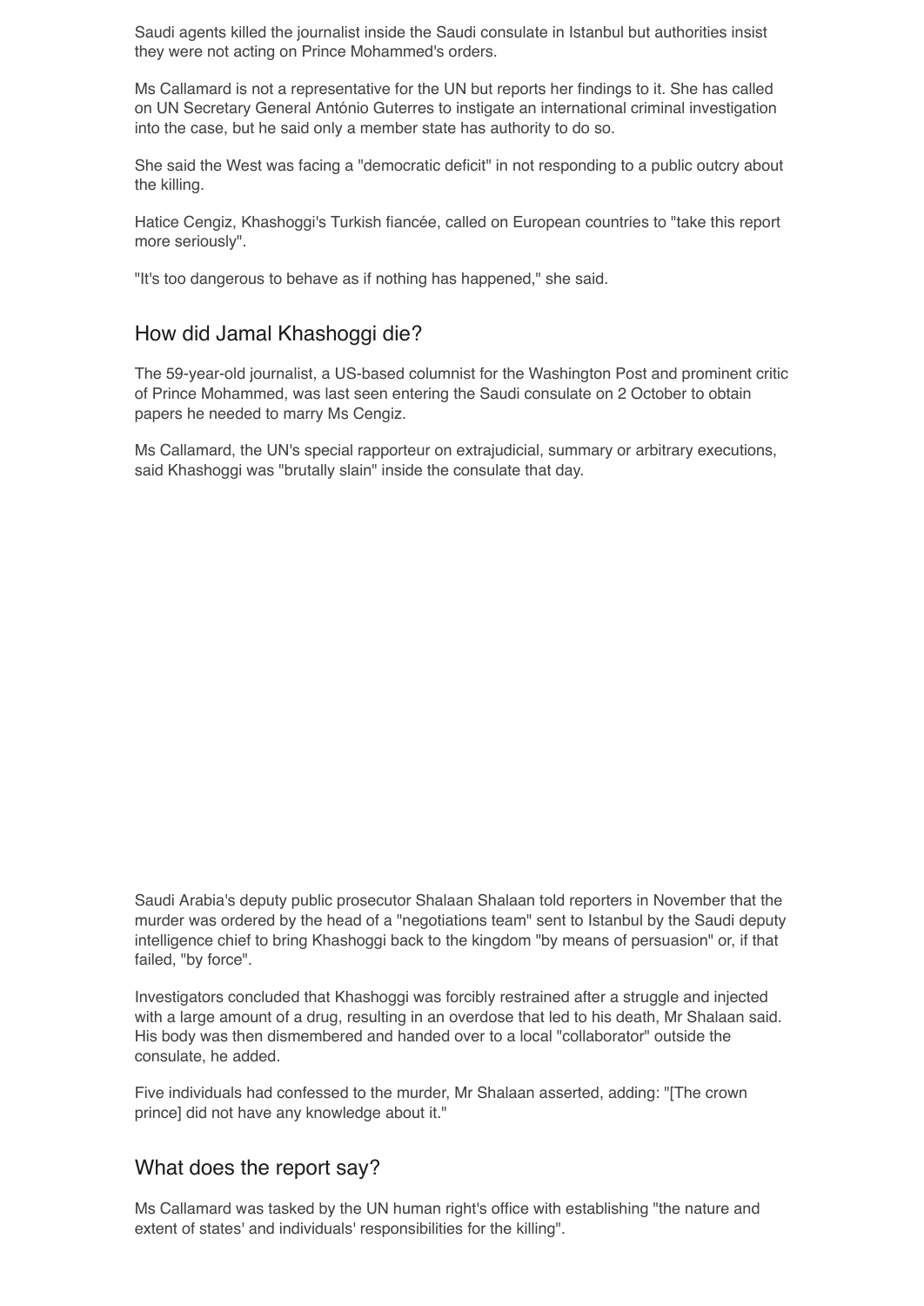Saudi agents killed the journalist inside the Saudi consulate in Istanbul but authorities insist they were not acting on Prince Mohammed's orders.

Ms Callamard is not a representative for the UN but reports her findings to it. She has called on UN Secretary General António Guterres to instigate an international criminal investigation into the case, but he said only a member state has authority to do so.

She said the West was facing a "democratic deficit" in not responding to a public outcry about the killing.

Hatice Cengiz, Khashoggi's Turkish fiancée, called on European countries to "take this report more seriously".

"It's too dangerous to behave as if nothing has happened," she said.

## How did Jamal Khashoggi die?

The 59-year-old journalist, a US-based columnist for the Washington Post and prominent critic of Prince Mohammed, was last seen entering the Saudi consulate on 2 October to obtain papers he needed to marry Ms Cengiz.

Ms Callamard, the UN's special rapporteur on extrajudicial, summary or arbitrary executions, said Khashoggi was "brutally slain" inside the consulate that day.

Saudi Arabia's deputy public prosecutor Shalaan Shalaan told reporters in November that the murder was ordered by the head of a "negotiations team" sent to Istanbul by the Saudi deputy intelligence chief to bring Khashoggi back to the kingdom "by means of persuasion" or, if that failed, "by force".

Investigators concluded that Khashoggi was forcibly restrained after a struggle and injected with a large amount of a drug, resulting in an overdose that led to his death, Mr Shalaan said. His body was then dismembered and handed over to a local "collaborator" outside the consulate, he added.

Five individuals had confessed to the murder, Mr Shalaan asserted, adding: "[The crown prince] did not have any knowledge about it."

## What does the report say?

Ms Callamard was tasked by the UN human right's office with establishing "the nature and extent of states' and individuals' responsibilities for the killing".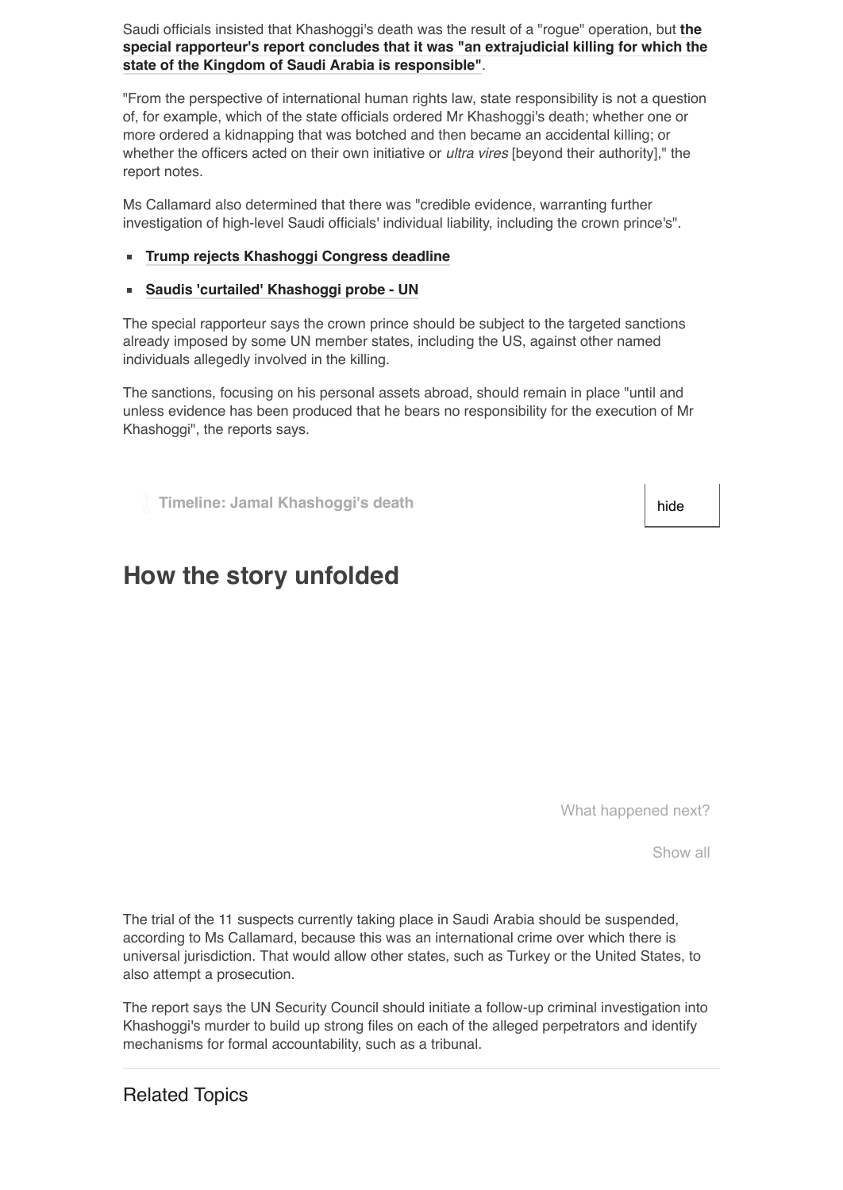Saudi officials insisted that Khashoggi's death was the result of a "rogue" operation, but **the special rapporteur's report concludes that it was "an extrajudicial killing for which the state of the Kingdom of Saudi Arabia is responsible"**.

"From the perspective of international human rights law, state responsibility is not a question of, for example, which of the state officials ordered Mr Khashoggi's death; whether one or more ordered a kidnapping that was botched and then became an accidental killing; or whether the officers acted on their own initiative or *ultra vires* [beyond their authority]," the report notes.

Ms Callamard also determined that there was "credible evidence, warranting further investigation of high-level Saudi officials' individual liability, including the crown prince's".

- **Trump rejects Khashoggi Congress deadline**
- **Saudis 'curtailed' Khashoggi probe - UN**

The special rapporteur says the crown prince should be subject to the targeted sanctions already imposed by some UN member states, including the US, against other named individuals allegedly involved in the killing.

The sanctions, focusing on his personal assets abroad, should remain in place "until and unless evidence has been produced that he bears no responsibility for the execution of Mr Khashoggi", the reports says.

**Timeline: Jamal Khashoggi's death**

hide

## How the story unfolded

What happened next?

Show all

The trial of the 11 suspects currently taking place in Saudi Arabia should be suspended, according to Ms Callamard, because this was an international crime over which there is universal jurisdiction. That would allow other states, such as Turkey or the United States, to also attempt a prosecution.

The report says the UN Security Council should initiate a follow-up criminal investigation into Khashoggi's murder to build up strong files on each of the alleged perpetrators and identify mechanisms for formal accountability, such as a tribunal.

Related Topics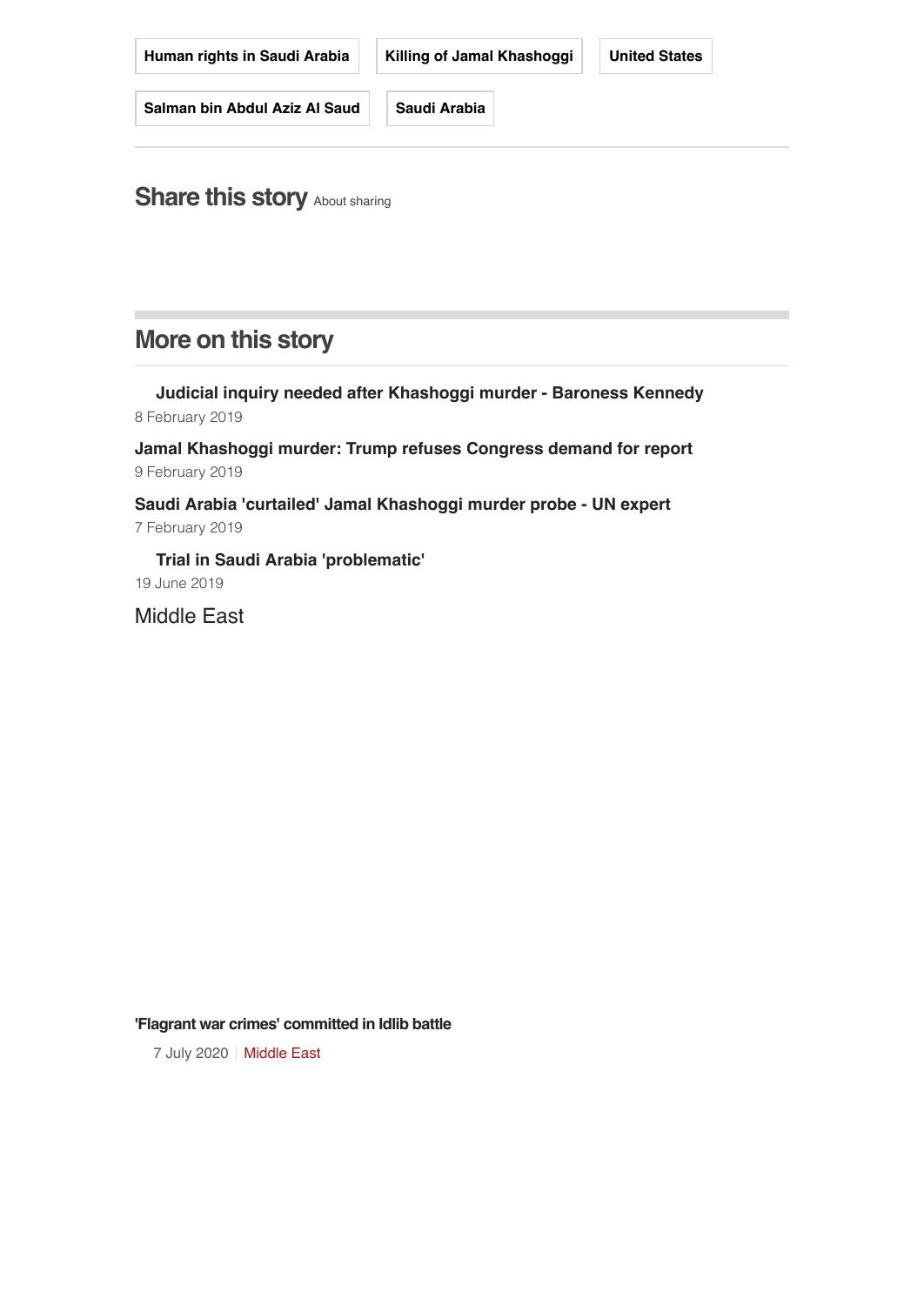Human rights in Saudi Arabia

Killing of Jamal Khashoggi

United States

Salman bin Abdul Aziz Al Saud

Saudi Arabia

## Share this story About sharing

## More on this story

**Judicial inquiry needed after Khashoggi murder - Baroness Kennedy**
8 February 2019

**Jamal Khashoggi murder: Trump refuses Congress demand for report**
9 February 2019

**Saudi Arabia 'curtailed' Jamal Khashoggi murder probe - UN expert**
7 February 2019

**Trial in Saudi Arabia 'problematic'**
19 June 2019

Middle East

**'Flagrant war crimes' committed in Idlib battle**

7 July 2020 | Middle East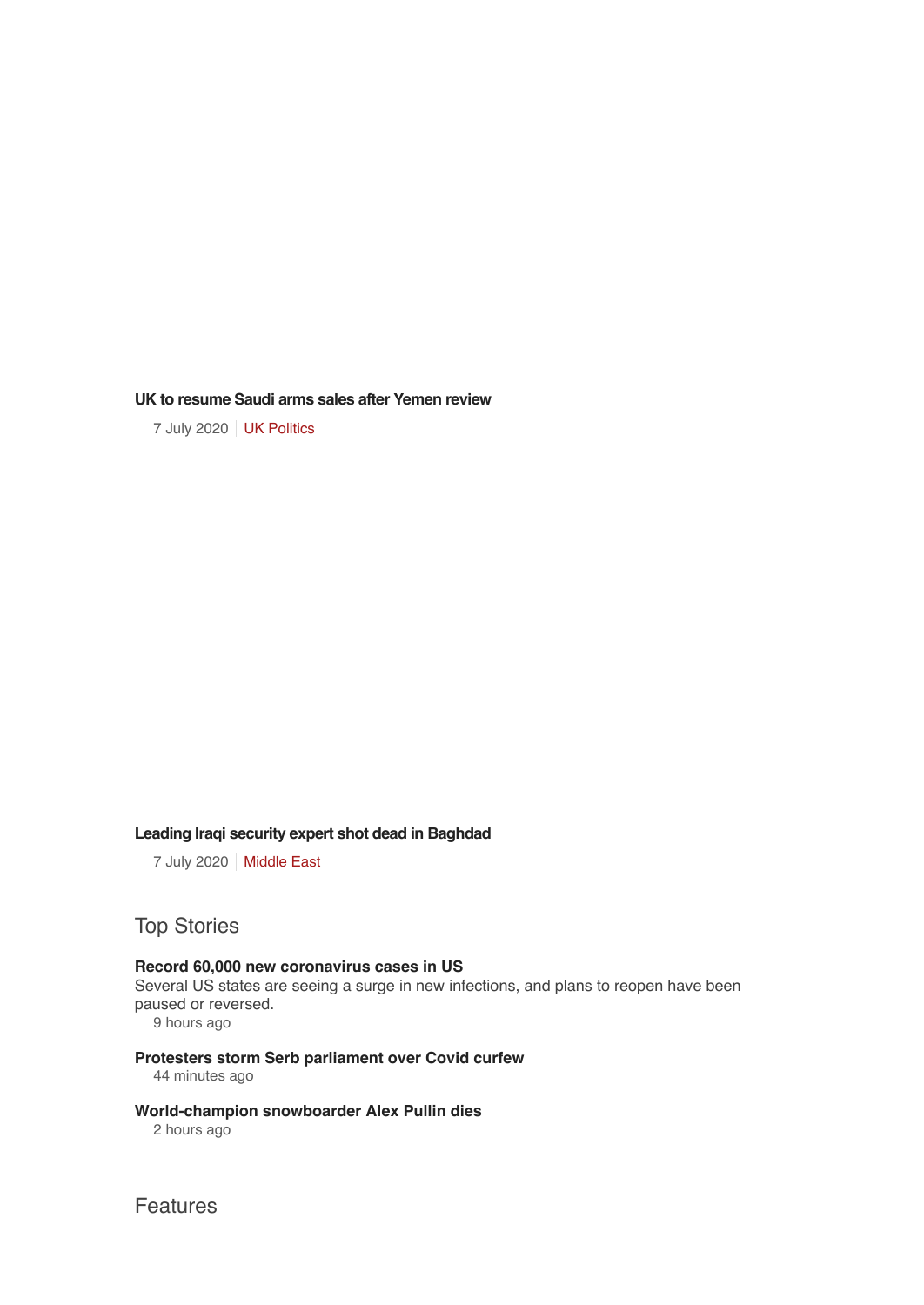**UK to resume Saudi arms sales after Yemen review**

7 July 2020 | UK Politics

**Leading Iraqi security expert shot dead in Baghdad**

7 July 2020 | Middle East

## Top Stories

**Record 60,000 new coronavirus cases in US**
Several US states are seeing a surge in new infections, and plans to reopen have been paused or reversed.
9 hours ago

**Protesters storm Serb parliament over Covid curfew**
44 minutes ago

**World-champion snowboarder Alex Pullin dies**
2 hours ago

## Features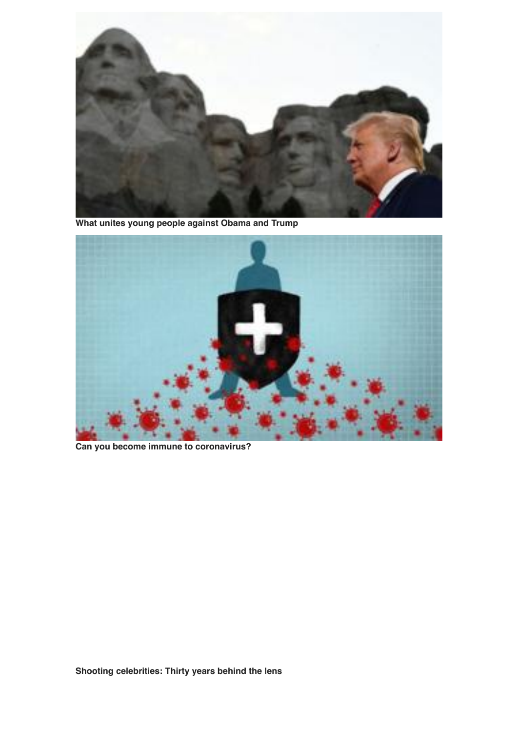**What unites young people against Obama and Trump**

**Can you become immune to coronavirus?**

**Shooting celebrities: Thirty years behind the lens**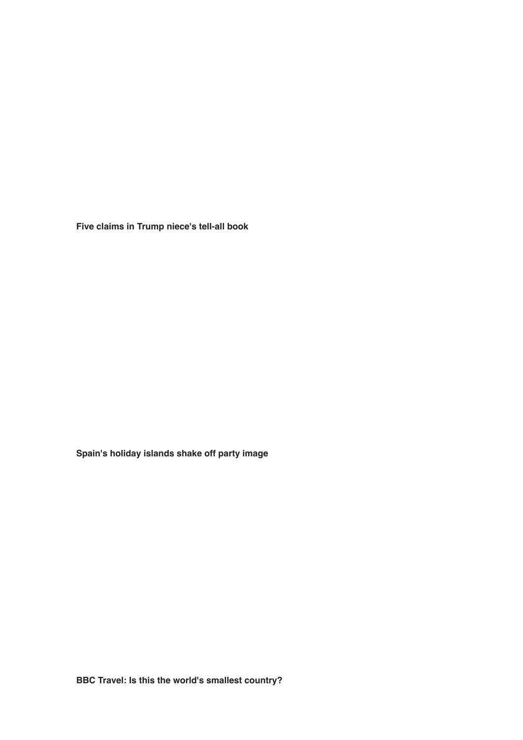**Five claims in Trump niece's tell-all book**

**Spain's holiday islands shake off party image**

**BBC Travel: Is this the world's smallest country?**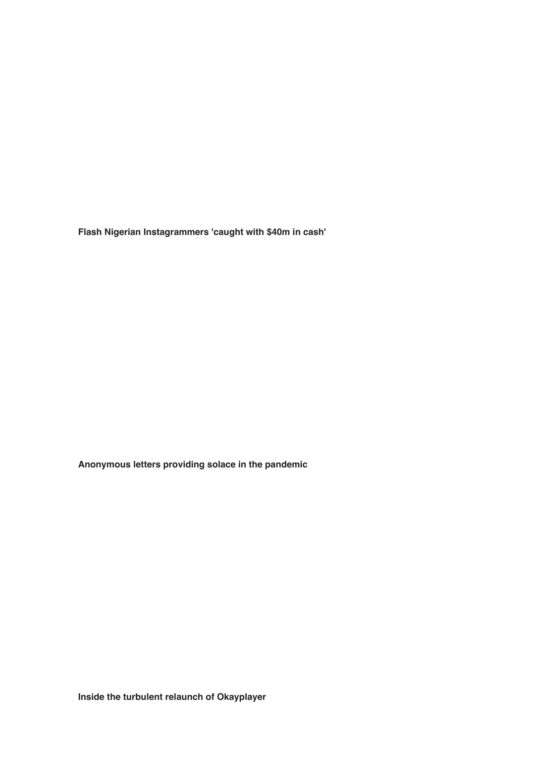**Flash Nigerian Instagrammers 'caught with $40m in cash'**

**Anonymous letters providing solace in the pandemic**

**Inside the turbulent relaunch of Okayplayer**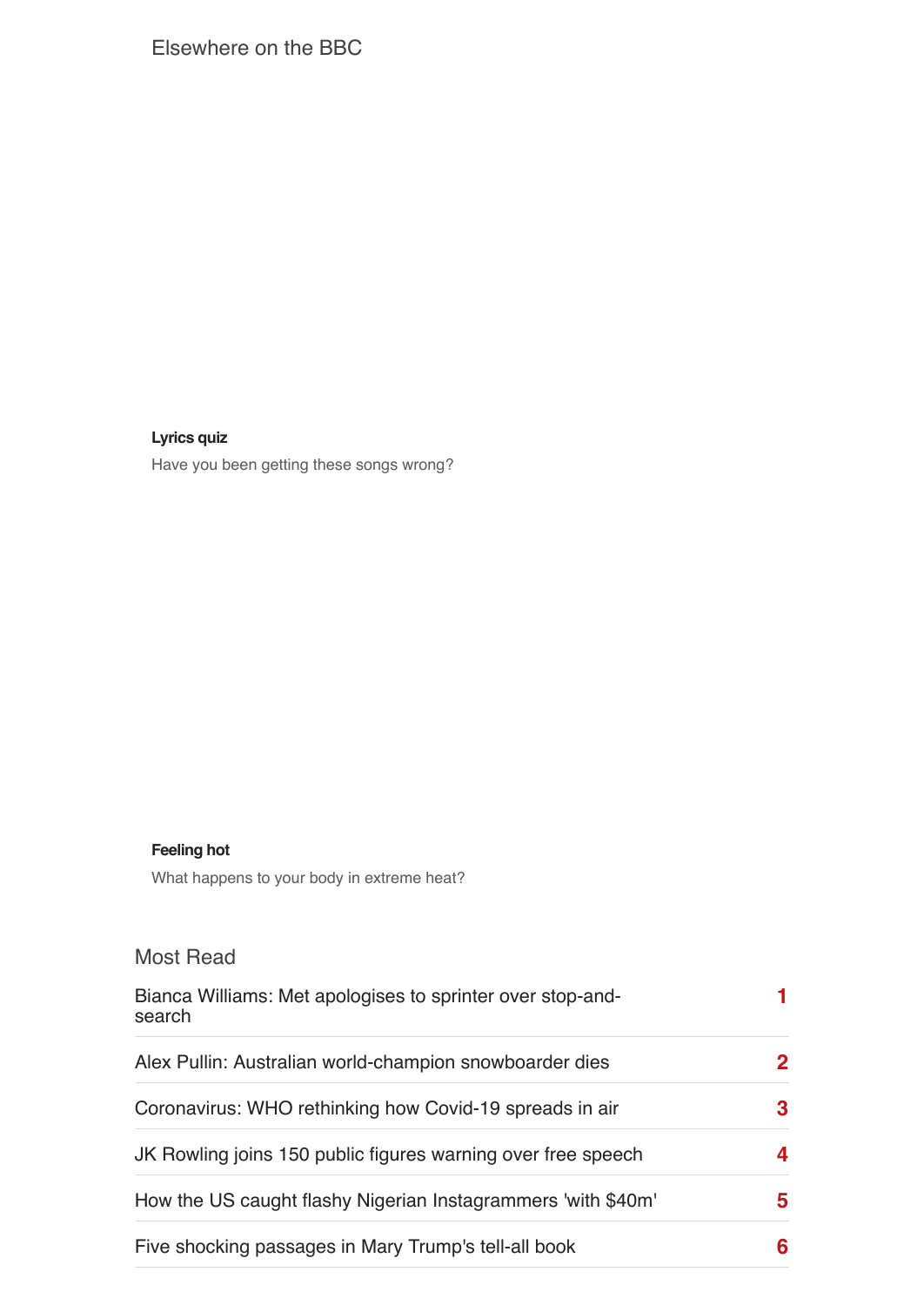## Elsewhere on the BBC

**Lyrics quiz**

Have you been getting these songs wrong?

**Feeling hot**

What happens to your body in extreme heat?

## Most Read

1. Bianca Williams: Met apologises to sprinter over stop-and-search
2. Alex Pullin: Australian world-champion snowboarder dies
3. Coronavirus: WHO rethinking how Covid-19 spreads in air
4. JK Rowling joins 150 public figures warning over free speech
5. How the US caught flashy Nigerian Instagrammers 'with $40m'
6. Five shocking passages in Mary Trump's tell-all book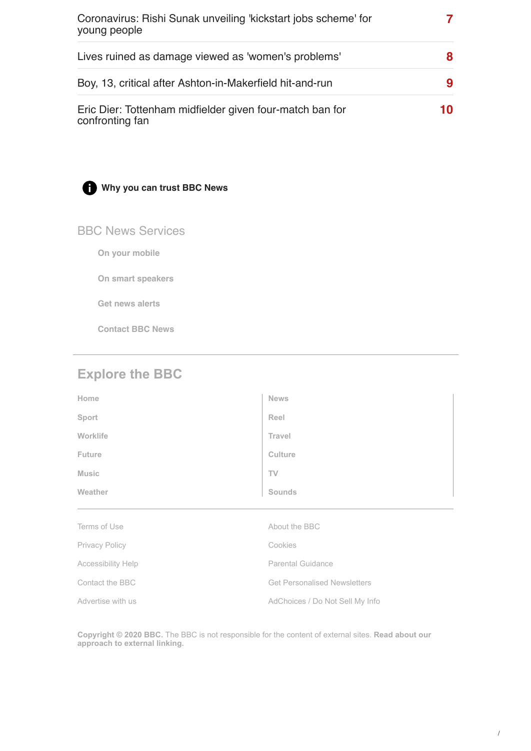Coronavirus: Rishi Sunak unveiling 'kickstart jobs scheme' for young people **7**

Lives ruined as damage viewed as 'women's problems' **8**

Boy, 13, critical after Ashton-in-Makerfield hit-and-run **9**

Eric Dier: Tottenham midfielder given four-match ban for confronting fan **10**

**Why you can trust BBC News**

## BBC News Services

- On your mobile
- On smart speakers
- Get news alerts
- Contact BBC News

## Explore the BBC

- Home
- News
- Sport
- Reel
- Worklife
- Travel
- Future
- Culture
- Music
- TV
- Weather
- Sounds

- Terms of Use
- About the BBC
- Privacy Policy
- Cookies
- Accessibility Help
- Parental Guidance
- Contact the BBC
- Get Personalised Newsletters
- Advertise with us
- AdChoices / Do Not Sell My Info

**Copyright © 2020 BBC.** The BBC is not responsible for the content of external sites. **Read about our approach to external linking.**